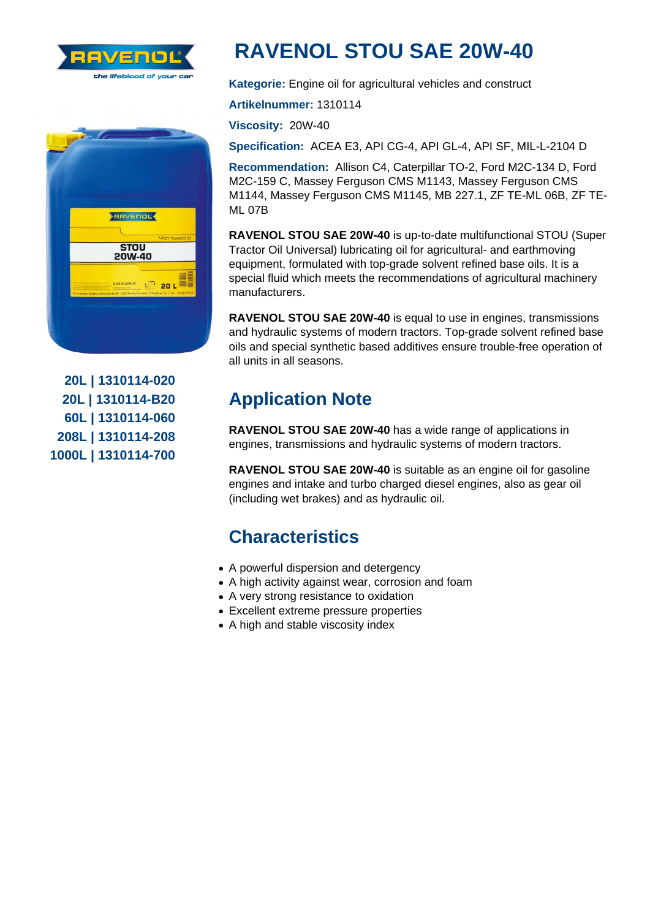# RAVENOL STOU SAE 20W-40

**Kategorie:** Engine oil for agricultural vehicles and construct

**Artikelnummer:** 1310114

**Viscosity:** 20W-40

**Specification:** ACEA E3, API CG-4, API GL-4, API SF, MIL-L-2104 D

**Recommendation:** Allison C4, Caterpillar TO-2, Ford M2C-134 D, Ford M2C-159 C, Massey Ferguson CMS M1143, Massey Ferguson CMS M1144, Massey Ferguson CMS M1145, MB 227.1, ZF TE-ML 06B, ZF TE-ML 07B

**20L | 1310114-020**
**20L | 1310114-B20**
**60L | 1310114-060**
**208L | 1310114-208**
**1000L | 1310114-700**

**RAVENOL STOU SAE 20W-40** is up-to-date multifunctional STOU (Super Tractor Oil Universal) lubricating oil for agricultural- and earthmoving equipment, formulated with top-grade solvent refined base oils. It is a special fluid which meets the recommendations of agricultural machinery manufacturers.

**RAVENOL STOU SAE 20W-40** is equal to use in engines, transmissions and hydraulic systems of modern tractors. Top-grade solvent refined base oils and special synthetic based additives ensure trouble-free operation of all units in all seasons.

## Application Note

**RAVENOL STOU SAE 20W-40** has a wide range of applications in engines, transmissions and hydraulic systems of modern tractors.

**RAVENOL STOU SAE 20W-40** is suitable as an engine oil for gasoline engines and intake and turbo charged diesel engines, also as gear oil (including wet brakes) and as hydraulic oil.

## Characteristics

- A powerful dispersion and detergency
- A high activity against wear, corrosion and foam
- A very strong resistance to oxidation
- Excellent extreme pressure properties
- A high and stable viscosity index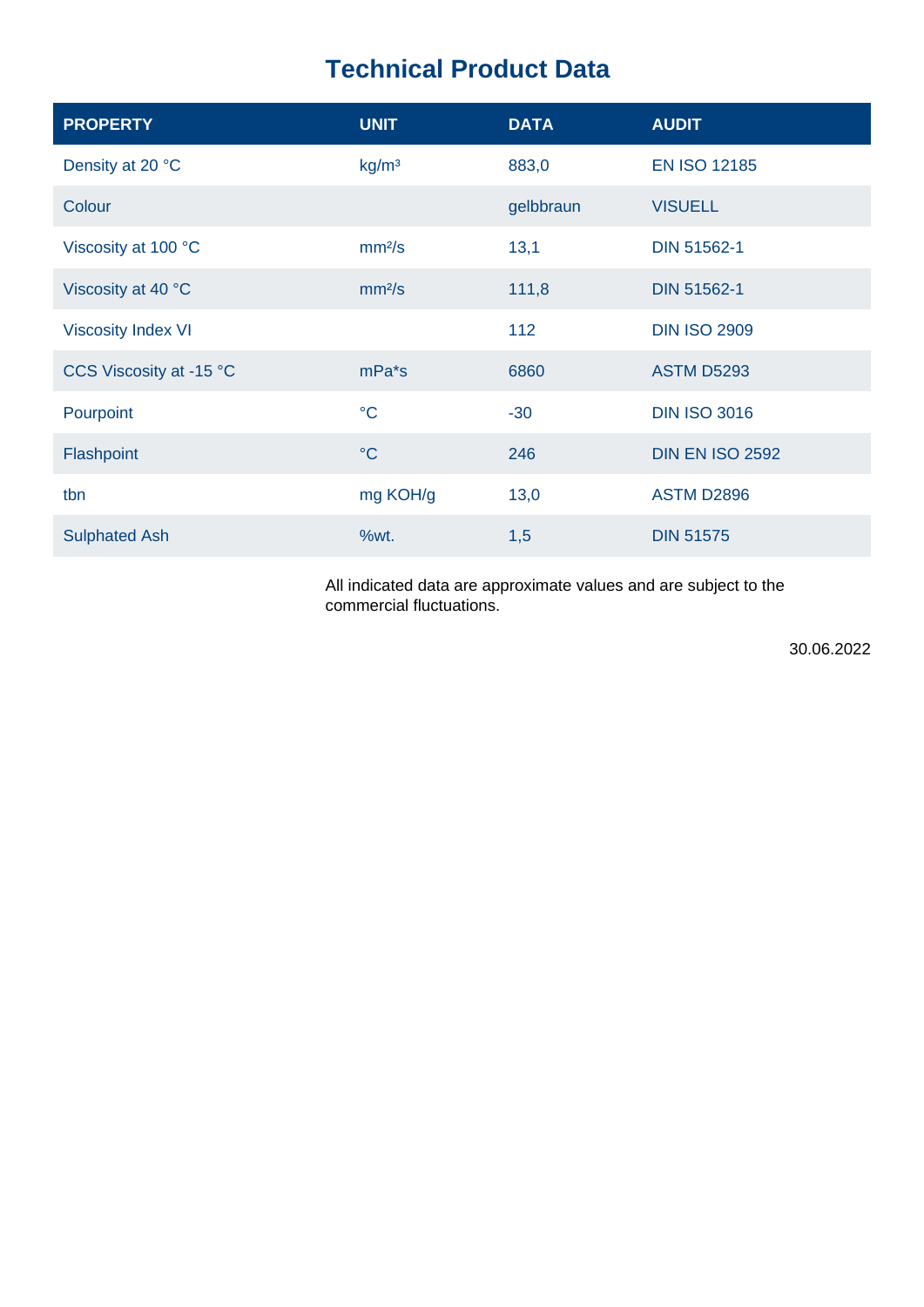# Technical Product Data

| PROPERTY | UNIT | DATA | AUDIT |
|---|---|---|---|
| Density at 20 °C | kg/m³ | 883,0 | EN ISO 12185 |
| Colour | | gelbbraun | VISUELL |
| Viscosity at 100 °C | mm²/s | 13,1 | DIN 51562-1 |
| Viscosity at 40 °C | mm²/s | 111,8 | DIN 51562-1 |
| Viscosity Index VI | | 112 | DIN ISO 2909 |
| CCS Viscosity at -15 °C | mPa*s | 6860 | ASTM D5293 |
| Pourpoint | °C | -30 | DIN ISO 3016 |
| Flashpoint | °C | 246 | DIN EN ISO 2592 |
| tbn | mg KOH/g | 13,0 | ASTM D2896 |
| Sulphated Ash | %wt. | 1,5 | DIN 51575 |

All indicated data are approximate values and are subject to the commercial fluctuations.

30.06.2022